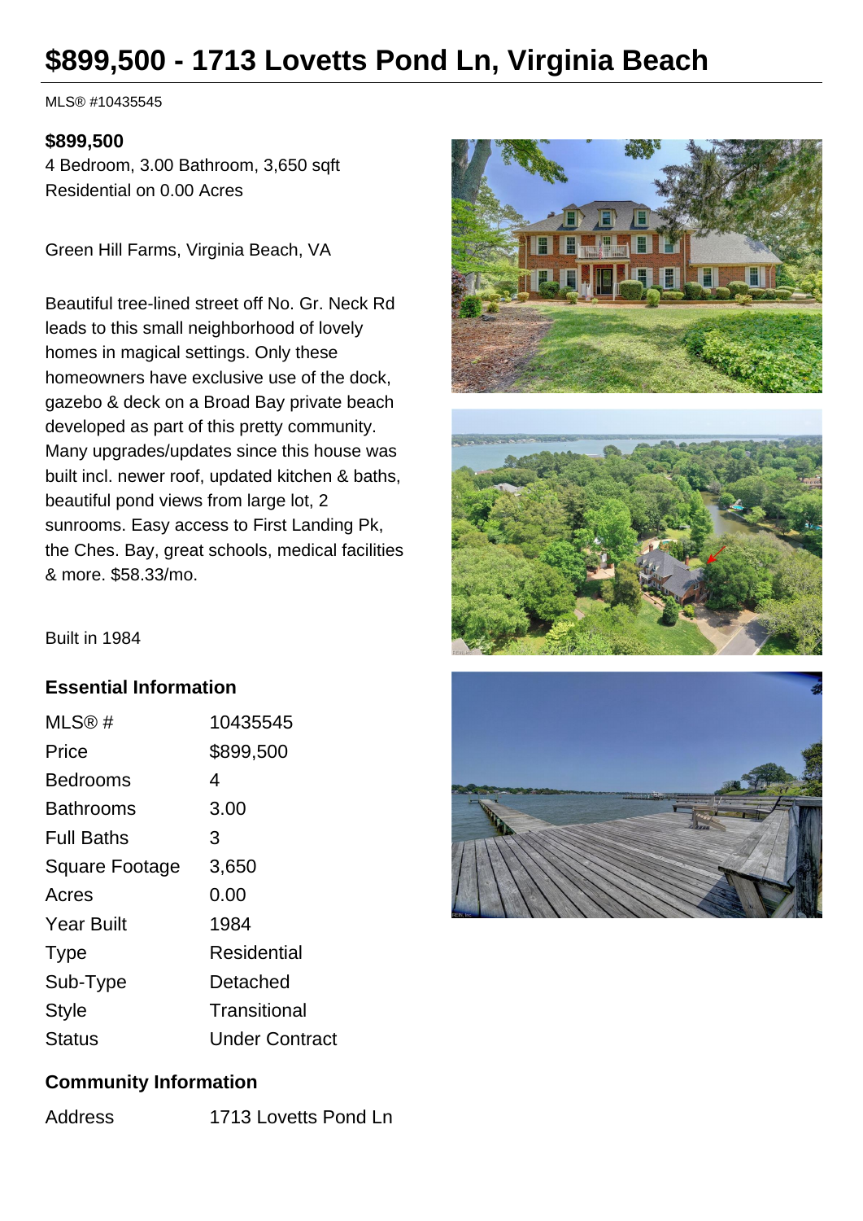# $899,500 - 1713 Lovetts Pond Ln, Virginia Beach

MLS® #10435545

**$899,500**

4 Bedroom, 3.00 Bathroom, 3,650 sqft
Residential on 0.00 Acres

Green Hill Farms, Virginia Beach, VA

Beautiful tree-lined street off No. Gr. Neck Rd leads to this small neighborhood of lovely homes in magical settings. Only these homeowners have exclusive use of the dock, gazebo & deck on a Broad Bay private beach developed as part of this pretty community. Many upgrades/updates since this house was built incl. newer roof, updated kitchen & baths, beautiful pond views from large lot, 2 sunrooms. Easy access to First Landing Pk, the Ches. Bay, great schools, medical facilities & more. $58.33/mo.

Built in 1984

## Essential Information

| | |
|---|---|
| MLS® # | 10435545 |
| Price | $899,500 |
| Bedrooms | 4 |
| Bathrooms | 3.00 |
| Full Baths | 3 |
| Square Footage | 3,650 |
| Acres | 0.00 |
| Year Built | 1984 |
| Type | Residential |
| Sub-Type | Detached |
| Style | Transitional |
| Status | Under Contract |

## Community Information

| | |
|---|---|
| Address | 1713 Lovetts Pond Ln |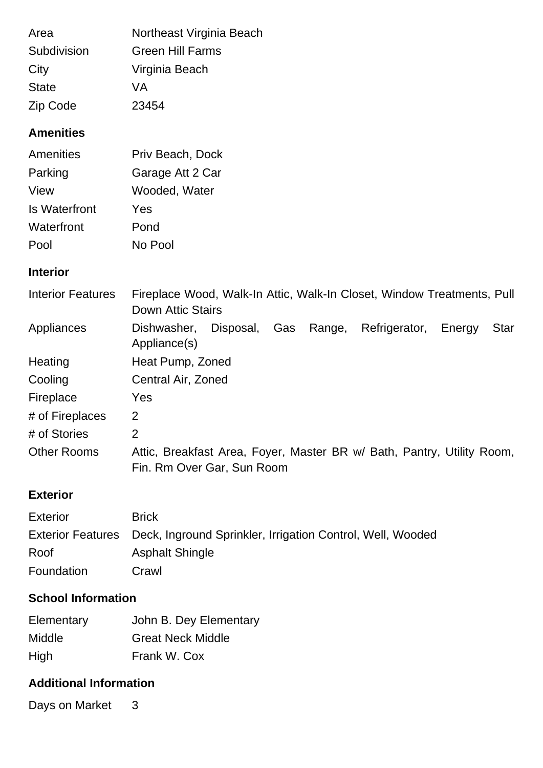| | |
|---|---|
| Area | Northeast Virginia Beach |
| Subdivision | Green Hill Farms |
| City | Virginia Beach |
| State | VA |
| Zip Code | 23454 |

### Amenities

| | |
|---|---|
| Amenities | Priv Beach, Dock |
| Parking | Garage Att 2 Car |
| View | Wooded, Water |
| Is Waterfront | Yes |
| Waterfront | Pond |
| Pool | No Pool |

### Interior

| | |
|---|---|
| Interior Features | Fireplace Wood, Walk-In Attic, Walk-In Closet, Window Treatments, Pull Down Attic Stairs |
| Appliances | Dishwasher, Disposal, Gas Range, Refrigerator, Energy Star Appliance(s) |
| Heating | Heat Pump, Zoned |
| Cooling | Central Air, Zoned |
| Fireplace | Yes |
| # of Fireplaces | 2 |
| # of Stories | 2 |
| Other Rooms | Attic, Breakfast Area, Foyer, Master BR w/ Bath, Pantry, Utility Room, Fin. Rm Over Gar, Sun Room |

### Exterior

| | |
|---|---|
| Exterior | Brick |
| Exterior Features | Deck, Inground Sprinkler, Irrigation Control, Well, Wooded |
| Roof | Asphalt Shingle |
| Foundation | Crawl |

### School Information

| | |
|---|---|
| Elementary | John B. Dey Elementary |
| Middle | Great Neck Middle |
| High | Frank W. Cox |

### Additional Information

| | |
|---|---|
| Days on Market | 3 |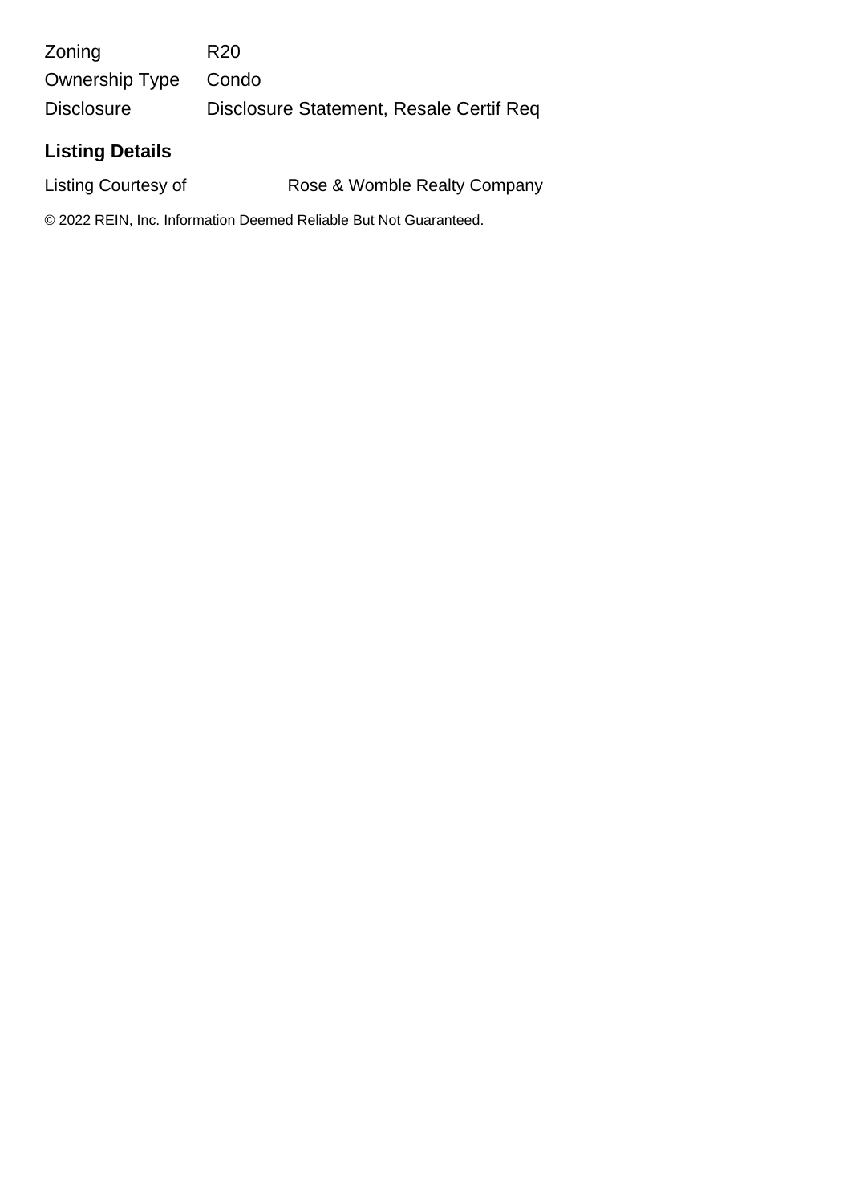| | |
|---|---|
| Zoning | R20 |
| Ownership Type | Condo |
| Disclosure | Disclosure Statement, Resale Certif Req |

**Listing Details**

| | |
|---|---|
| Listing Courtesy of | Rose & Womble Realty Company |

© 2022 REIN, Inc. Information Deemed Reliable But Not Guaranteed.